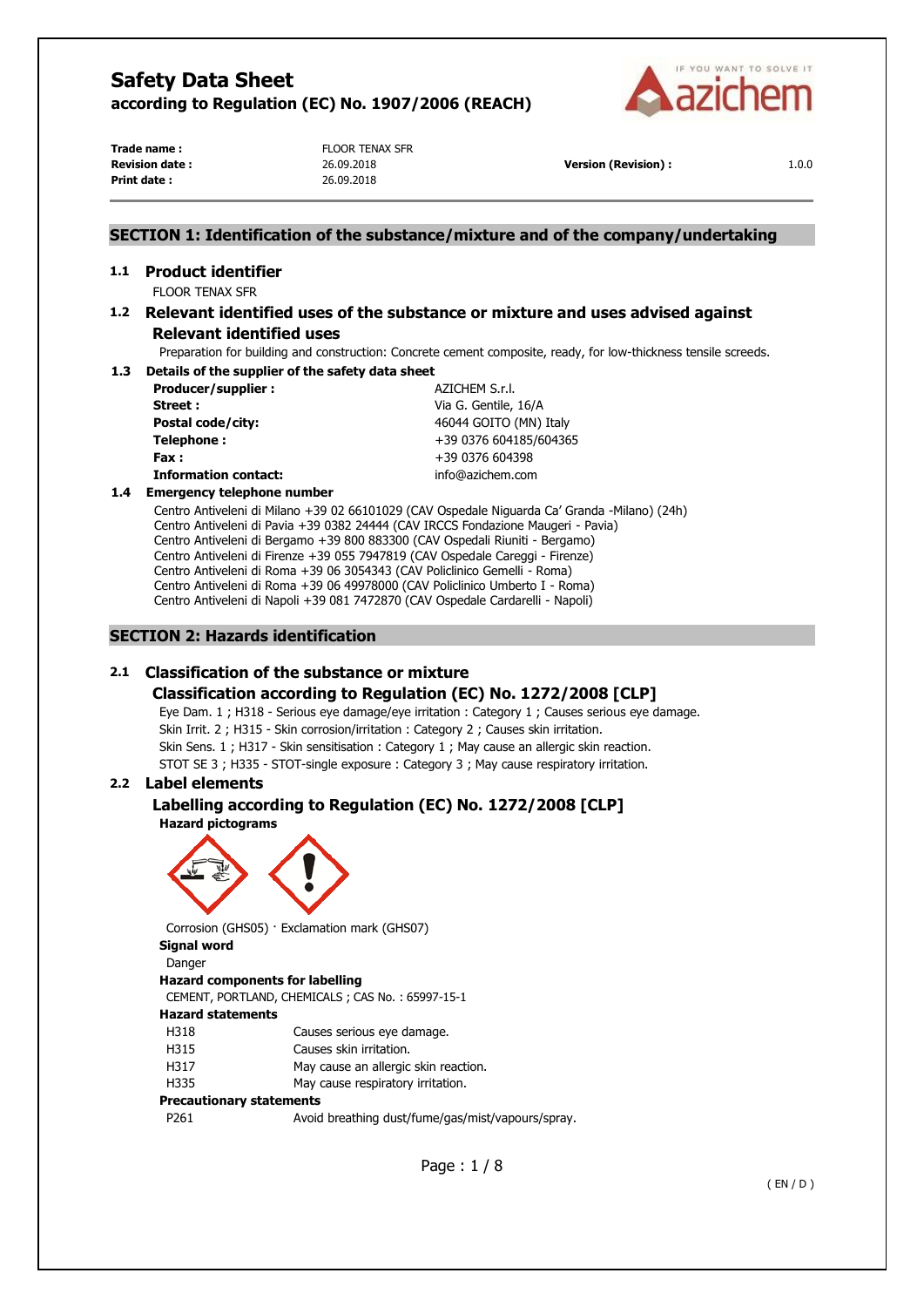# Safety Data Sheet

**according to Regulation (EC) No. 1907/2006 (REACH)**

| | | | |
|---|---|---|---|
| **Trade name :** | FLOOR TENAX SFR | | |
| **Revision date :** | 26.09.2018 | **Version (Revision) :** | 1.0.0 |
| **Print date :** | 26.09.2018 | | |

## SECTION 1: Identification of the substance/mixture and of the company/undertaking

### 1.1 Product identifier

FLOOR TENAX SFR

### 1.2 Relevant identified uses of the substance or mixture and uses advised against

#### Relevant identified uses

Preparation for building and construction: Concrete cement composite, ready, for low-thickness tensile screeds.

### 1.3 Details of the supplier of the safety data sheet

| | |
|---|---|
| **Producer/supplier :** | AZICHEM S.r.l. |
| **Street :** | Via G. Gentile, 16/A |
| **Postal code/city:** | 46044 GOITO (MN) Italy |
| **Telephone :** | +39 0376 604185/604365 |
| **Fax :** | +39 0376 604398 |
| **Information contact:** | info@azichem.com |

### 1.4 Emergency telephone number

Centro Antiveleni di Milano +39 02 66101029 (CAV Ospedale Niguarda Ca' Granda -Milano) (24h)
Centro Antiveleni di Pavia +39 0382 24444 (CAV IRCCS Fondazione Maugeri - Pavia)
Centro Antiveleni di Bergamo +39 800 883300 (CAV Ospedali Riuniti - Bergamo)
Centro Antiveleni di Firenze +39 055 7947819 (CAV Ospedale Careggi - Firenze)
Centro Antiveleni di Roma +39 06 3054343 (CAV Policlinico Gemelli - Roma)
Centro Antiveleni di Roma +39 06 49978000 (CAV Policlinico Umberto I - Roma)
Centro Antiveleni di Napoli +39 081 7472870 (CAV Ospedale Cardarelli - Napoli)

## SECTION 2: Hazards identification

### 2.1 Classification of the substance or mixture

#### Classification according to Regulation (EC) No. 1272/2008 [CLP]

Eye Dam. 1 ; H318 - Serious eye damage/eye irritation : Category 1 ; Causes serious eye damage.
Skin Irrit. 2 ; H315 - Skin corrosion/irritation : Category 2 ; Causes skin irritation.
Skin Sens. 1 ; H317 - Skin sensitisation : Category 1 ; May cause an allergic skin reaction.
STOT SE 3 ; H335 - STOT-single exposure : Category 3 ; May cause respiratory irritation.

### 2.2 Label elements

#### Labelling according to Regulation (EC) No. 1272/2008 [CLP]

**Hazard pictograms**

Corrosion (GHS05) · Exclamation mark (GHS07)

**Signal word**

Danger

**Hazard components for labelling**

CEMENT, PORTLAND, CHEMICALS ; CAS No. : 65997-15-1

**Hazard statements**

| | |
|---|---|
| H318 | Causes serious eye damage. |
| H315 | Causes skin irritation. |
| H317 | May cause an allergic skin reaction. |
| H335 | May cause respiratory irritation. |

**Precautionary statements**

| | |
|---|---|
| P261 | Avoid breathing dust/fume/gas/mist/vapours/spray. |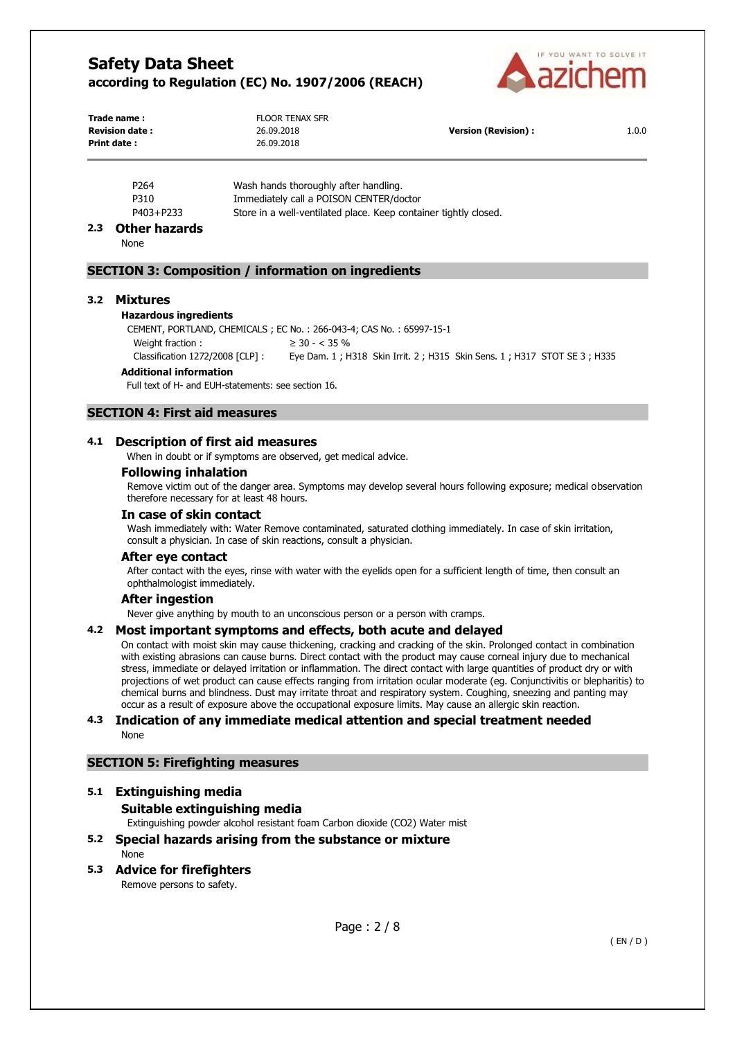| | |
|---|---|
| P264 | Wash hands thoroughly after handling. |
| P310 | Immediately call a POISON CENTER/doctor |
| P403+P233 | Store in a well-ventilated place. Keep container tightly closed. |

### 2.3 Other hazards

None

## SECTION 3: Composition / information on ingredients

### 3.2 Mixtures

**Hazardous ingredients**

CEMENT, PORTLAND, CHEMICALS ; EC No. : 266-043-4; CAS No. : 65997-15-1

| | |
|---|---|
| Weight fraction : | ≥ 30 - < 35 % |
| Classification 1272/2008 [CLP] : | Eye Dam. 1 ; H318 Skin Irrit. 2 ; H315 Skin Sens. 1 ; H317 STOT SE 3 ; H335 |

**Additional information**

Full text of H- and EUH-statements: see section 16.

## SECTION 4: First aid measures

### 4.1 Description of first aid measures

When in doubt or if symptoms are observed, get medical advice.

#### Following inhalation

Remove victim out of the danger area. Symptoms may develop several hours following exposure; medical observation therefore necessary for at least 48 hours.

#### In case of skin contact

Wash immediately with: Water Remove contaminated, saturated clothing immediately. In case of skin irritation, consult a physician. In case of skin reactions, consult a physician.

#### After eye contact

After contact with the eyes, rinse with water with the eyelids open for a sufficient length of time, then consult an ophthalmologist immediately.

#### After ingestion

Never give anything by mouth to an unconscious person or a person with cramps.

### 4.2 Most important symptoms and effects, both acute and delayed

On contact with moist skin may cause thickening, cracking and cracking of the skin. Prolonged contact in combination with existing abrasions can cause burns. Direct contact with the product may cause corneal injury due to mechanical stress, immediate or delayed irritation or inflammation. The direct contact with large quantities of product dry or with projections of wet product can cause effects ranging from irritation ocular moderate (eg. Conjunctivitis or blepharitis) to chemical burns and blindness. Dust may irritate throat and respiratory system. Coughing, sneezing and panting may occur as a result of exposure above the occupational exposure limits. May cause an allergic skin reaction.

### 4.3 Indication of any immediate medical attention and special treatment needed

None

## SECTION 5: Firefighting measures

### 5.1 Extinguishing media

#### Suitable extinguishing media

Extinguishing powder alcohol resistant foam Carbon dioxide ($CO_2$) Water mist

### 5.2 Special hazards arising from the substance or mixture

None

### 5.3 Advice for firefighters

Remove persons to safety.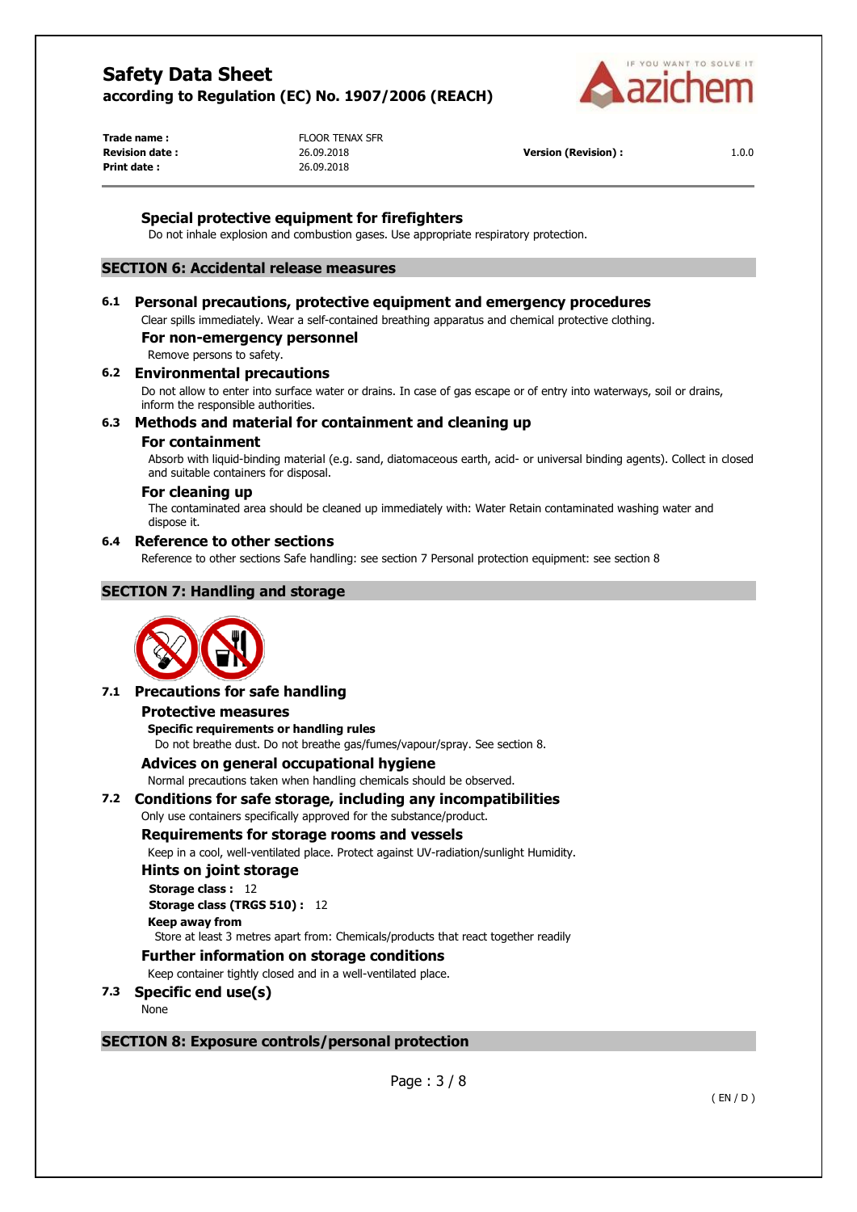### Special protective equipment for firefighters

Do not inhale explosion and combustion gases. Use appropriate respiratory protection.

## SECTION 6: Accidental release measures

### 6.1 Personal precautions, protective equipment and emergency procedures

Clear spills immediately. Wear a self-contained breathing apparatus and chemical protective clothing.

#### For non-emergency personnel

Remove persons to safety.

### 6.2 Environmental precautions

Do not allow to enter into surface water or drains. In case of gas escape or of entry into waterways, soil or drains, inform the responsible authorities.

### 6.3 Methods and material for containment and cleaning up

#### For containment

Absorb with liquid-binding material (e.g. sand, diatomaceous earth, acid- or universal binding agents). Collect in closed and suitable containers for disposal.

#### For cleaning up

The contaminated area should be cleaned up immediately with: Water Retain contaminated washing water and dispose it.

### 6.4 Reference to other sections

Reference to other sections Safe handling: see section 7 Personal protection equipment: see section 8

## SECTION 7: Handling and storage

### 7.1 Precautions for safe handling

#### Protective measures

**Specific requirements or handling rules**

Do not breathe dust. Do not breathe gas/fumes/vapour/spray. See section 8.

#### Advices on general occupational hygiene

Normal precautions taken when handling chemicals should be observed.

### 7.2 Conditions for safe storage, including any incompatibilities

Only use containers specifically approved for the substance/product.

#### Requirements for storage rooms and vessels

Keep in a cool, well-ventilated place. Protect against UV-radiation/sunlight Humidity.

#### Hints on joint storage

**Storage class :** 12

**Storage class (TRGS 510) :** 12

**Keep away from**

Store at least 3 metres apart from: Chemicals/products that react together readily

#### Further information on storage conditions

Keep container tightly closed and in a well-ventilated place.

### 7.3 Specific end use(s)

None

## SECTION 8: Exposure controls/personal protection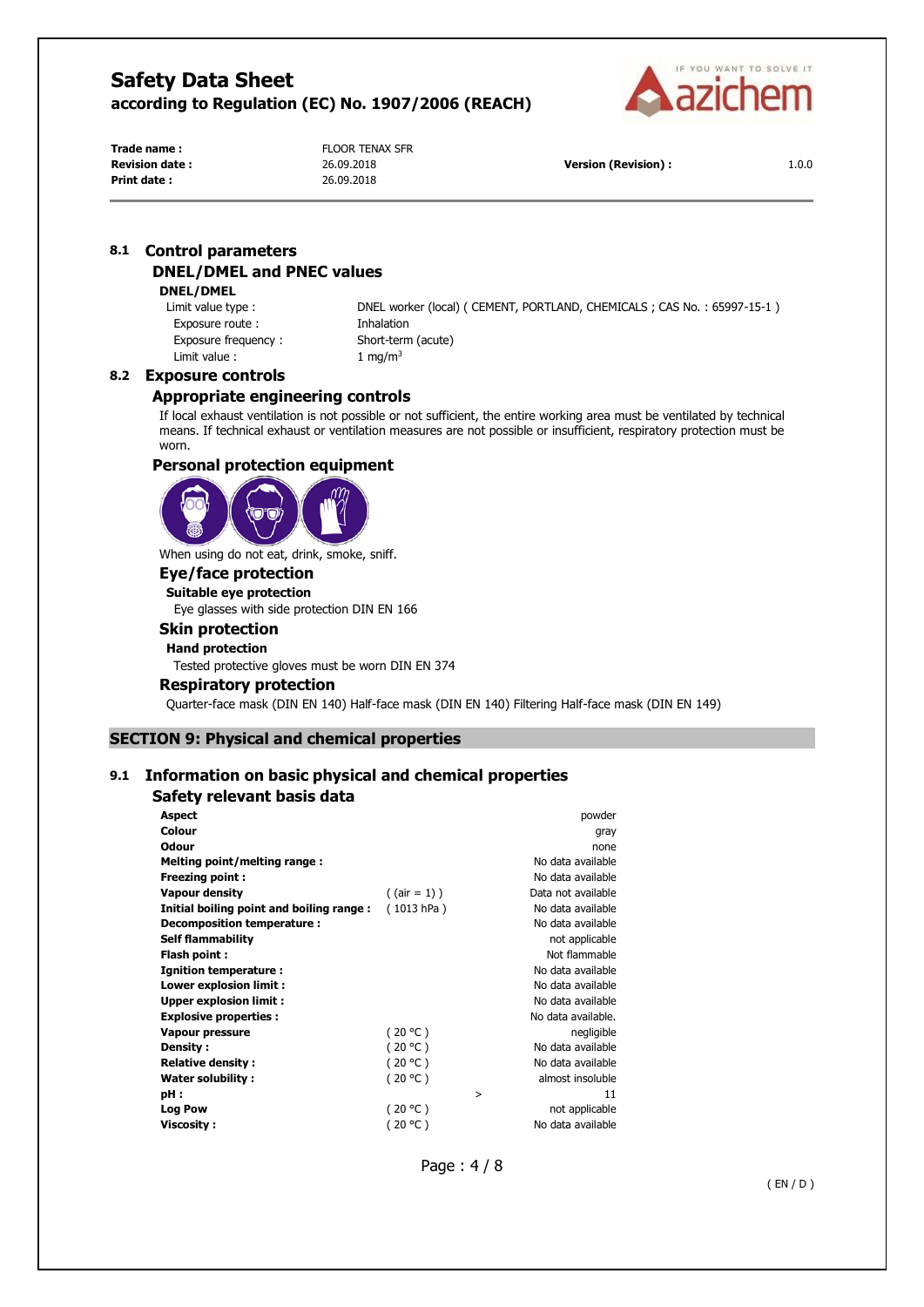**Trade name :** FLOOR TENAX SFR
**Revision date :** 26.09.2018 **Version (Revision) :** 1.0.0
**Print date :** 26.09.2018

## 8.1 Control parameters

### DNEL/DMEL and PNEC values

**DNEL/DMEL**

| | |
|---|---|
| Limit value type : | DNEL worker (local) ( CEMENT, PORTLAND, CHEMICALS ; CAS No. : 65997-15-1 ) |
| Exposure route : | Inhalation |
| Exposure frequency : | Short-term (acute) |
| Limit value : | 1 mg/m$^3$ |

## 8.2 Exposure controls

### Appropriate engineering controls

If local exhaust ventilation is not possible or not sufficient, the entire working area must be ventilated by technical means. If technical exhaust or ventilation measures are not possible or insufficient, respiratory protection must be worn.

### Personal protection equipment

When using do not eat, drink, smoke, sniff.

#### Eye/face protection

**Suitable eye protection**

Eye glasses with side protection DIN EN 166

#### Skin protection

**Hand protection**

Tested protective gloves must be worn DIN EN 374

#### Respiratory protection

Quarter-face mask (DIN EN 140) Half-face mask (DIN EN 140) Filtering Half-face mask (DIN EN 149)

# SECTION 9: Physical and chemical properties

## 9.1 Information on basic physical and chemical properties

### Safety relevant basis data

| Property | Condition | | Value |
|---|---|---|---|
| **Aspect** | | | powder |
| **Colour** | | | gray |
| **Odour** | | | none |
| **Melting point/melting range :** | | | No data available |
| **Freezing point :** | | | No data available |
| **Vapour density** | ( (air = 1) ) | | Data not available |
| **Initial boiling point and boiling range :** | ( 1013 hPa ) | | No data available |
| **Decomposition temperature :** | | | No data available |
| **Self flammability** | | | not applicable |
| **Flash point :** | | | Not flammable |
| **Ignition temperature :** | | | No data available |
| **Lower explosion limit :** | | | No data available |
| **Upper explosion limit :** | | | No data available |
| **Explosive properties :** | | | No data available. |
| **Vapour pressure** | ( 20 °C ) | | negligible |
| **Density :** | ( 20 °C ) | | No data available |
| **Relative density :** | ( 20 °C ) | | No data available |
| **Water solubility :** | ( 20 °C ) | | almost insoluble |
| **pH :** | | > | 11 |
| **Log Pow** | ( 20 °C ) | | not applicable |
| **Viscosity :** | ( 20 °C ) | | No data available |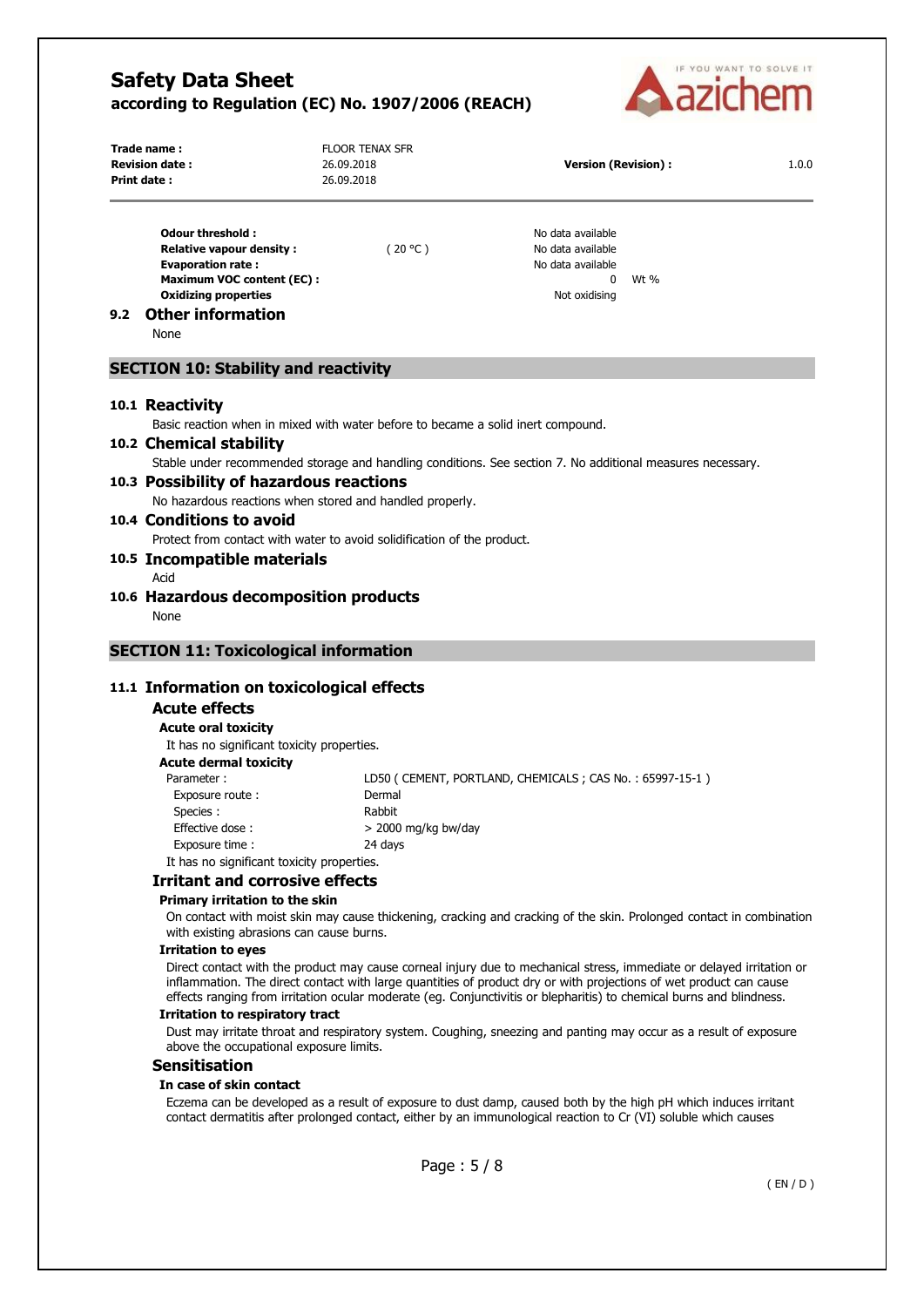| | | | |
|---|---|---|---|
| **Odour threshold :** | | No data available | |
| **Relative vapour density :** | ( 20 °C ) | No data available | |
| **Evaporation rate :** | | No data available | |
| **Maximum VOC content (EC) :** | | 0 | Wt % |
| **Oxidizing properties** | | Not oxidising | |

### 9.2 Other information

None

## SECTION 10: Stability and reactivity

### 10.1 Reactivity

Basic reaction when in mixed with water before to became a solid inert compound.

### 10.2 Chemical stability

Stable under recommended storage and handling conditions. See section 7. No additional measures necessary.

### 10.3 Possibility of hazardous reactions

No hazardous reactions when stored and handled properly.

### 10.4 Conditions to avoid

Protect from contact with water to avoid solidification of the product.

### 10.5 Incompatible materials

Acid

### 10.6 Hazardous decomposition products

None

## SECTION 11: Toxicological information

### 11.1 Information on toxicological effects

#### Acute effects

**Acute oral toxicity**

It has no significant toxicity properties.

**Acute dermal toxicity**

| | |
|---|---|
| Parameter : | LD50 ( CEMENT, PORTLAND, CHEMICALS ; CAS No. : 65997-15-1 ) |
| Exposure route : | Dermal |
| Species : | Rabbit |
| Effective dose : | > 2000 mg/kg bw/day |
| Exposure time : | 24 days |

It has no significant toxicity properties.

#### Irritant and corrosive effects

**Primary irritation to the skin**

On contact with moist skin may cause thickening, cracking and cracking of the skin. Prolonged contact in combination with existing abrasions can cause burns.

**Irritation to eyes**

Direct contact with the product may cause corneal injury due to mechanical stress, immediate or delayed irritation or inflammation. The direct contact with large quantities of product dry or with projections of wet product can cause effects ranging from irritation ocular moderate (eg. Conjunctivitis or blepharitis) to chemical burns and blindness.

**Irritation to respiratory tract**

Dust may irritate throat and respiratory system. Coughing, sneezing and panting may occur as a result of exposure above the occupational exposure limits.

#### Sensitisation

**In case of skin contact**

Eczema can be developed as a result of exposure to dust damp, caused both by the high pH which induces irritant contact dermatitis after prolonged contact, either by an immunological reaction to Cr (VI) soluble which causes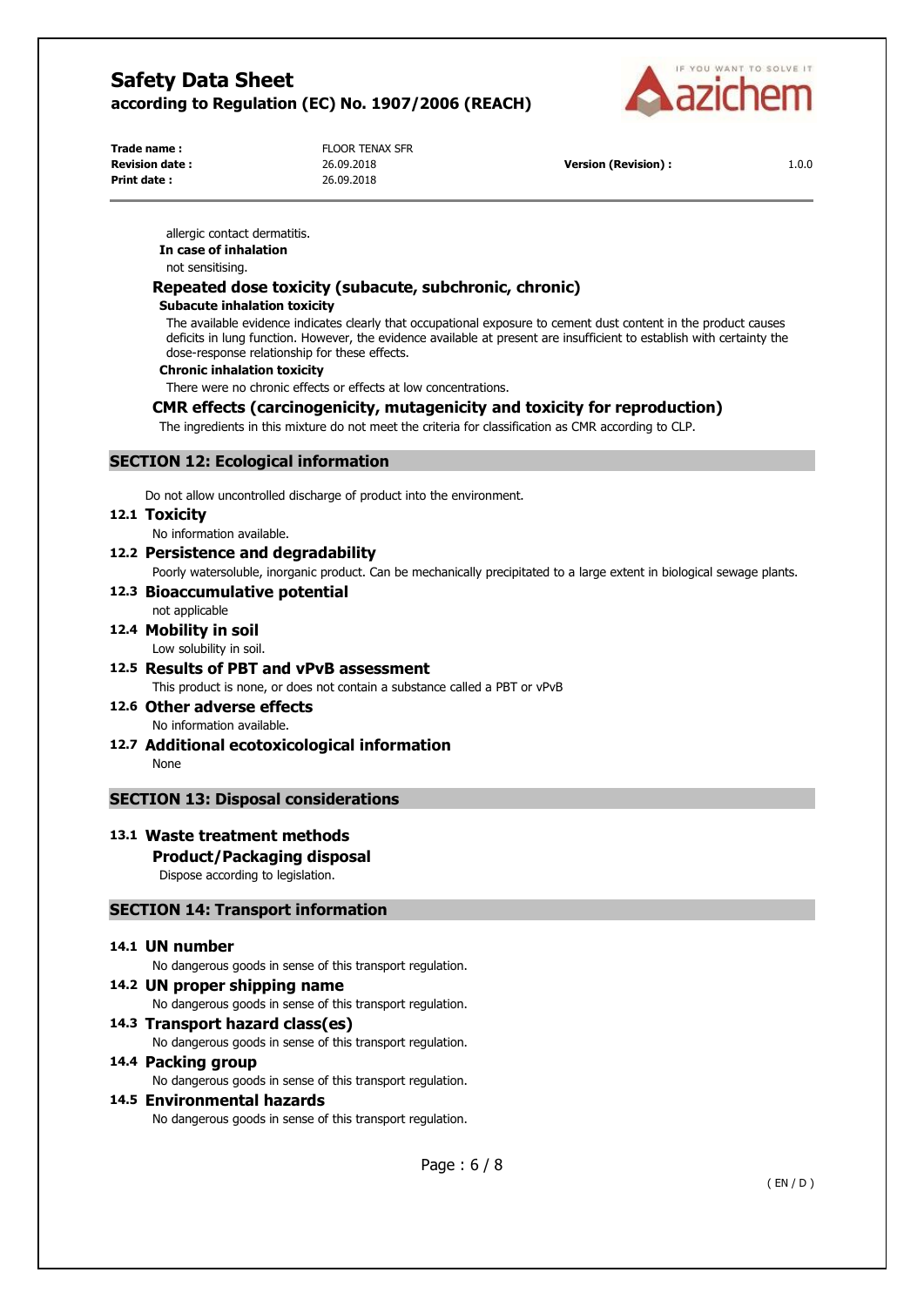allergic contact dermatitis.

**In case of inhalation**

not sensitising.

### Repeated dose toxicity (subacute, subchronic, chronic)

**Subacute inhalation toxicity**

The available evidence indicates clearly that occupational exposure to cement dust content in the product causes deficits in lung function. However, the evidence available at present are insufficient to establish with certainty the dose-response relationship for these effects.

**Chronic inhalation toxicity**

There were no chronic effects or effects at low concentrations.

### CMR effects (carcinogenicity, mutagenicity and toxicity for reproduction)

The ingredients in this mixture do not meet the criteria for classification as CMR according to CLP.

## SECTION 12: Ecological information

Do not allow uncontrolled discharge of product into the environment.

### 12.1 Toxicity

No information available.

### 12.2 Persistence and degradability

Poorly watersoluble, inorganic product. Can be mechanically precipitated to a large extent in biological sewage plants.

### 12.3 Bioaccumulative potential

not applicable

### 12.4 Mobility in soil

Low solubility in soil.

### 12.5 Results of PBT and vPvB assessment

This product is none, or does not contain a substance called a PBT or vPvB

### 12.6 Other adverse effects

No information available.

### 12.7 Additional ecotoxicological information

None

## SECTION 13: Disposal considerations

### 13.1 Waste treatment methods

**Product/Packaging disposal**

Dispose according to legislation.

## SECTION 14: Transport information

### 14.1 UN number

No dangerous goods in sense of this transport regulation.

### 14.2 UN proper shipping name

No dangerous goods in sense of this transport regulation.

### 14.3 Transport hazard class(es)

No dangerous goods in sense of this transport regulation.

### 14.4 Packing group

No dangerous goods in sense of this transport regulation.

### 14.5 Environmental hazards

No dangerous goods in sense of this transport regulation.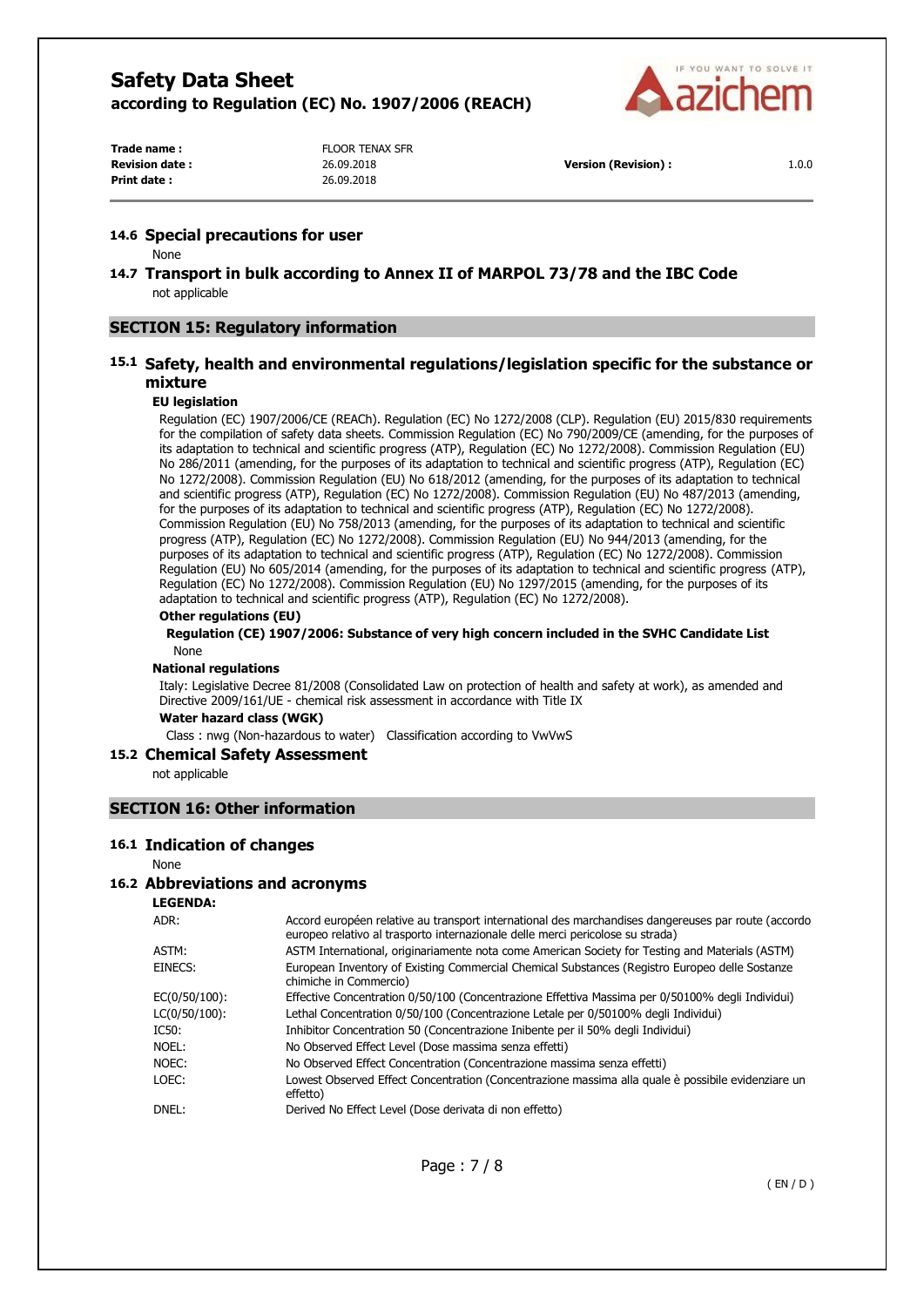### 14.6 Special precautions for user

None

### 14.7 Transport in bulk according to Annex II of MARPOL 73/78 and the IBC Code

not applicable

## SECTION 15: Regulatory information

### 15.1 Safety, health and environmental regulations/legislation specific for the substance or mixture

**EU legislation**

Regulation (EC) 1907/2006/CE (REACh). Regulation (EC) No 1272/2008 (CLP). Regulation (EU) 2015/830 requirements for the compilation of safety data sheets. Commission Regulation (EC) No 790/2009/CE (amending, for the purposes of its adaptation to technical and scientific progress (ATP), Regulation (EC) No 1272/2008). Commission Regulation (EU) No 286/2011 (amending, for the purposes of its adaptation to technical and scientific progress (ATP), Regulation (EC) No 1272/2008). Commission Regulation (EU) No 618/2012 (amending, for the purposes of its adaptation to technical and scientific progress (ATP), Regulation (EC) No 1272/2008). Commission Regulation (EU) No 487/2013 (amending, for the purposes of its adaptation to technical and scientific progress (ATP), Regulation (EC) No 1272/2008). Commission Regulation (EU) No 758/2013 (amending, for the purposes of its adaptation to technical and scientific progress (ATP), Regulation (EC) No 1272/2008). Commission Regulation (EU) No 944/2013 (amending, for the purposes of its adaptation to technical and scientific progress (ATP), Regulation (EC) No 1272/2008). Commission Regulation (EU) No 605/2014 (amending, for the purposes of its adaptation to technical and scientific progress (ATP), Regulation (EC) No 1272/2008). Commission Regulation (EU) No 1297/2015 (amending, for the purposes of its adaptation to technical and scientific progress (ATP), Regulation (EC) No 1272/2008).

**Other regulations (EU)**

**Regulation (CE) 1907/2006: Substance of very high concern included in the SVHC Candidate List**

None

**National regulations**

Italy: Legislative Decree 81/2008 (Consolidated Law on protection of health and safety at work), as amended and Directive 2009/161/UE - chemical risk assessment in accordance with Title IX

**Water hazard class (WGK)**

Class : nwg (Non-hazardous to water)   Classification according to VwVwS

### 15.2 Chemical Safety Assessment

not applicable

## SECTION 16: Other information

### 16.1 Indication of changes

None

### 16.2 Abbreviations and acronyms

**LEGENDA:**

| | |
|---|---|
| ADR: | Accord européen relative au transport international des marchandises dangereuses par route (accordo europeo relativo al trasporto internazionale delle merci pericolose su strada) |
| ASTM: | ASTM International, originariamente nota come American Society for Testing and Materials (ASTM) |
| EINECS: | European Inventory of Existing Commercial Chemical Substances (Registro Europeo delle Sostanze chimiche in Commercio) |
| EC(0/50/100): | Effective Concentration 0/50/100 (Concentrazione Effettiva Massima per 0/50100% degli Individui) |
| LC(0/50/100): | Lethal Concentration 0/50/100 (Concentrazione Letale per 0/50100% degli Individui) |
| IC50: | Inhibitor Concentration 50 (Concentrazione Inibente per il 50% degli Individui) |
| NOEL: | No Observed Effect Level (Dose massima senza effetti) |
| NOEC: | No Observed Effect Concentration (Concentrazione massima senza effetti) |
| LOEC: | Lowest Observed Effect Concentration (Concentrazione massima alla quale è possibile evidenziare un effetto) |
| DNEL: | Derived No Effect Level (Dose derivata di non effetto) |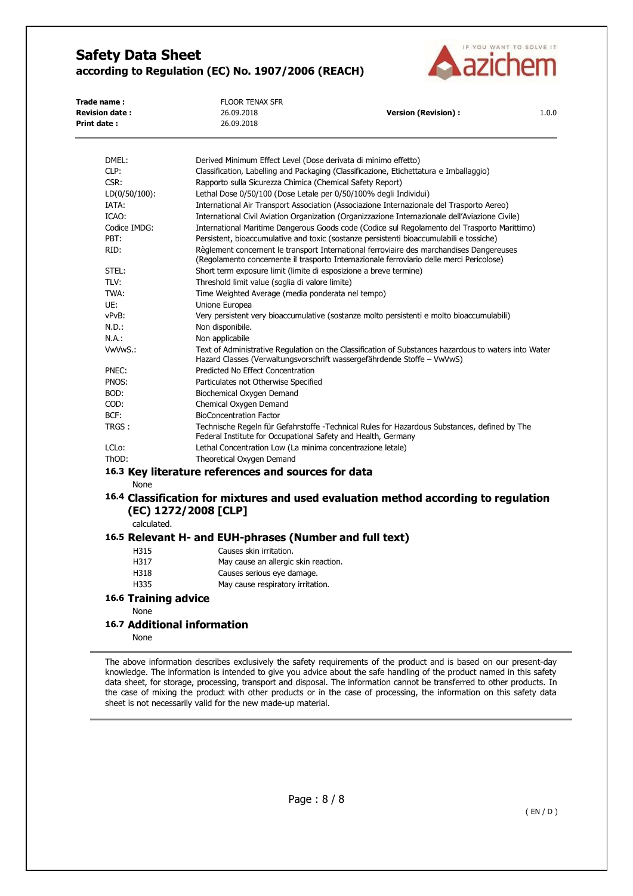| | |
|---|---|
| DMEL: | Derived Minimum Effect Level (Dose derivata di minimo effetto) |
| CLP: | Classification, Labelling and Packaging (Classificazione, Etichettatura e Imballaggio) |
| CSR: | Rapporto sulla Sicurezza Chimica (Chemical Safety Report) |
| LD(0/50/100): | Lethal Dose 0/50/100 (Dose Letale per 0/50/100% degli Individui) |
| IATA: | International Air Transport Association (Associazione Internazionale del Trasporto Aereo) |
| ICAO: | International Civil Aviation Organization (Organizzazione Internazionale dell'Aviazione Civile) |
| Codice IMDG: | International Maritime Dangerous Goods code (Codice sul Regolamento del Trasporto Marittimo) |
| PBT: | Persistent, bioaccumulative and toxic (sostanze persistenti bioaccumulabili e tossiche) |
| RID: | Règlement concernent le transport International ferroviaire des marchandises Dangereuses (Regolamento concernente il trasporto Internazionale ferroviario delle merci Pericolose) |
| STEL: | Short term exposure limit (limite di esposizione a breve termine) |
| TLV: | Threshold limit value (soglia di valore limite) |
| TWA: | Time Weighted Average (media ponderata nel tempo) |
| UE: | Unione Europea |
| vPvB: | Very persistent very bioaccumulative (sostanze molto persistenti e molto bioaccumulabili) |
| N.D.: | Non disponibile. |
| N.A.: | Non applicabile |
| VwVwS.: | Text of Administrative Regulation on the Classification of Substances hazardous to waters into Water Hazard Classes (Verwaltungsvorschrift wassergefährdende Stoffe – VwVwS) |
| PNEC: | Predicted No Effect Concentration |
| PNOS: | Particulates not Otherwise Specified |
| BOD: | Biochemical Oxygen Demand |
| COD: | Chemical Oxygen Demand |
| BCF: | BioConcentration Factor |
| TRGS : | Technische Regeln für Gefahrstoffe -Technical Rules for Hazardous Substances, defined by The Federal Institute for Occupational Safety and Health, Germany |
| LCLo: | Lethal Concentration Low (La minima concentrazione letale) |
| ThOD: | Theoretical Oxygen Demand |

### 16.3 Key literature references and sources for data

None

### 16.4 Classification for mixtures and used evaluation method according to regulation (EC) 1272/2008 [CLP]

calculated.

### 16.5 Relevant H- and EUH-phrases (Number and full text)

| | |
|---|---|
| H315 | Causes skin irritation. |
| H317 | May cause an allergic skin reaction. |
| H318 | Causes serious eye damage. |
| H335 | May cause respiratory irritation. |

### 16.6 Training advice

None

### 16.7 Additional information

None

The above information describes exclusively the safety requirements of the product and is based on our present-day knowledge. The information is intended to give you advice about the safe handling of the product named in this safety data sheet, for storage, processing, transport and disposal. The information cannot be transferred to other products. In the case of mixing the product with other products or in the case of processing, the information on this safety data sheet is not necessarily valid for the new made-up material.